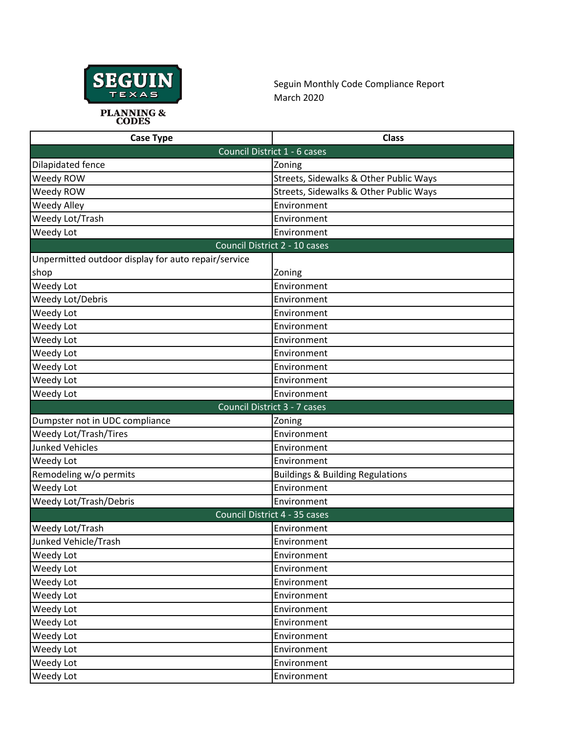SEGUIN TEXAS

PLANNING & CODES

Seguin Monthly Code Compliance Report
March 2020

| Case Type | Class |
|---|---|
| Council District 1 - 6 cases | |
| Dilapidated fence | Zoning |
| Weedy ROW | Streets, Sidewalks & Other Public Ways |
| Weedy ROW | Streets, Sidewalks & Other Public Ways |
| Weedy Alley | Environment |
| Weedy Lot/Trash | Environment |
| Weedy Lot | Environment |
| Council District 2 - 10 cases | |
| Unpermitted outdoor display for auto repair/service shop | Zoning |
| Weedy Lot | Environment |
| Weedy Lot/Debris | Environment |
| Weedy Lot | Environment |
| Weedy Lot | Environment |
| Weedy Lot | Environment |
| Weedy Lot | Environment |
| Weedy Lot | Environment |
| Weedy Lot | Environment |
| Weedy Lot | Environment |
| Council District 3 - 7 cases | |
| Dumpster not in UDC compliance | Zoning |
| Weedy Lot/Trash/Tires | Environment |
| Junked Vehicles | Environment |
| Weedy Lot | Environment |
| Remodeling w/o permits | Buildings & Building Regulations |
| Weedy Lot | Environment |
| Weedy Lot/Trash/Debris | Environment |
| Council District 4 - 35 cases | |
| Weedy Lot/Trash | Environment |
| Junked Vehicle/Trash | Environment |
| Weedy Lot | Environment |
| Weedy Lot | Environment |
| Weedy Lot | Environment |
| Weedy Lot | Environment |
| Weedy Lot | Environment |
| Weedy Lot | Environment |
| Weedy Lot | Environment |
| Weedy Lot | Environment |
| Weedy Lot | Environment |
| Weedy Lot | Environment |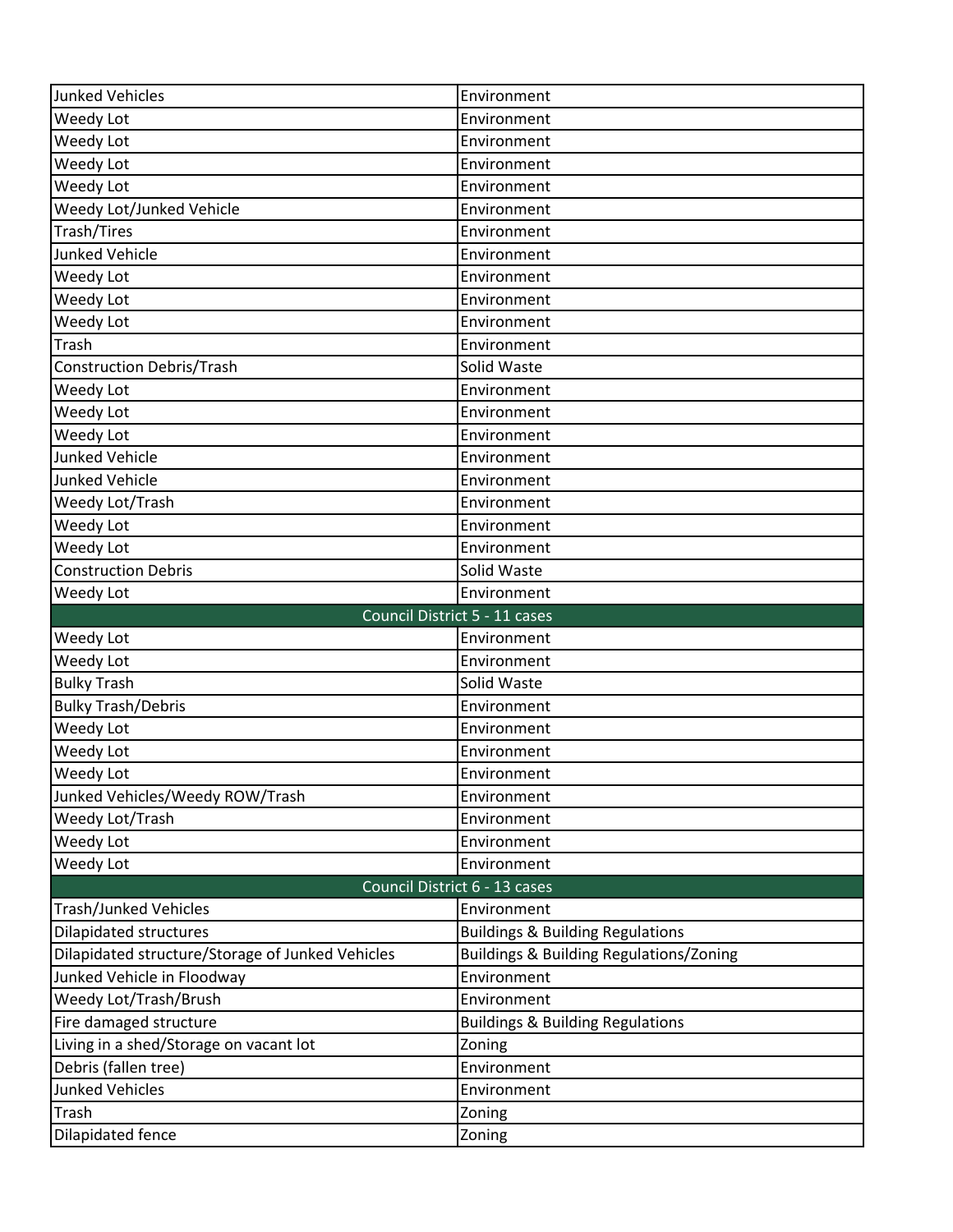| | |
|---|---|
| Junked Vehicles | Environment |
| Weedy Lot | Environment |
| Weedy Lot | Environment |
| Weedy Lot | Environment |
| Weedy Lot | Environment |
| Weedy Lot/Junked Vehicle | Environment |
| Trash/Tires | Environment |
| Junked Vehicle | Environment |
| Weedy Lot | Environment |
| Weedy Lot | Environment |
| Weedy Lot | Environment |
| Trash | Environment |
| Construction Debris/Trash | Solid Waste |
| Weedy Lot | Environment |
| Weedy Lot | Environment |
| Weedy Lot | Environment |
| Junked Vehicle | Environment |
| Junked Vehicle | Environment |
| Weedy Lot/Trash | Environment |
| Weedy Lot | Environment |
| Weedy Lot | Environment |
| Construction Debris | Solid Waste |
| Weedy Lot | Environment |
| Council District 5 - 11 cases | |
| Weedy Lot | Environment |
| Weedy Lot | Environment |
| Bulky Trash | Solid Waste |
| Bulky Trash/Debris | Environment |
| Weedy Lot | Environment |
| Weedy Lot | Environment |
| Weedy Lot | Environment |
| Junked Vehicles/Weedy ROW/Trash | Environment |
| Weedy Lot/Trash | Environment |
| Weedy Lot | Environment |
| Weedy Lot | Environment |
| Council District 6 - 13 cases | |
| Trash/Junked Vehicles | Environment |
| Dilapidated structures | Buildings & Building Regulations |
| Dilapidated structure/Storage of Junked Vehicles | Buildings & Building Regulations/Zoning |
| Junked Vehicle in Floodway | Environment |
| Weedy Lot/Trash/Brush | Environment |
| Fire damaged structure | Buildings & Building Regulations |
| Living in a shed/Storage on vacant lot | Zoning |
| Debris (fallen tree) | Environment |
| Junked Vehicles | Environment |
| Trash | Zoning |
| Dilapidated fence | Zoning |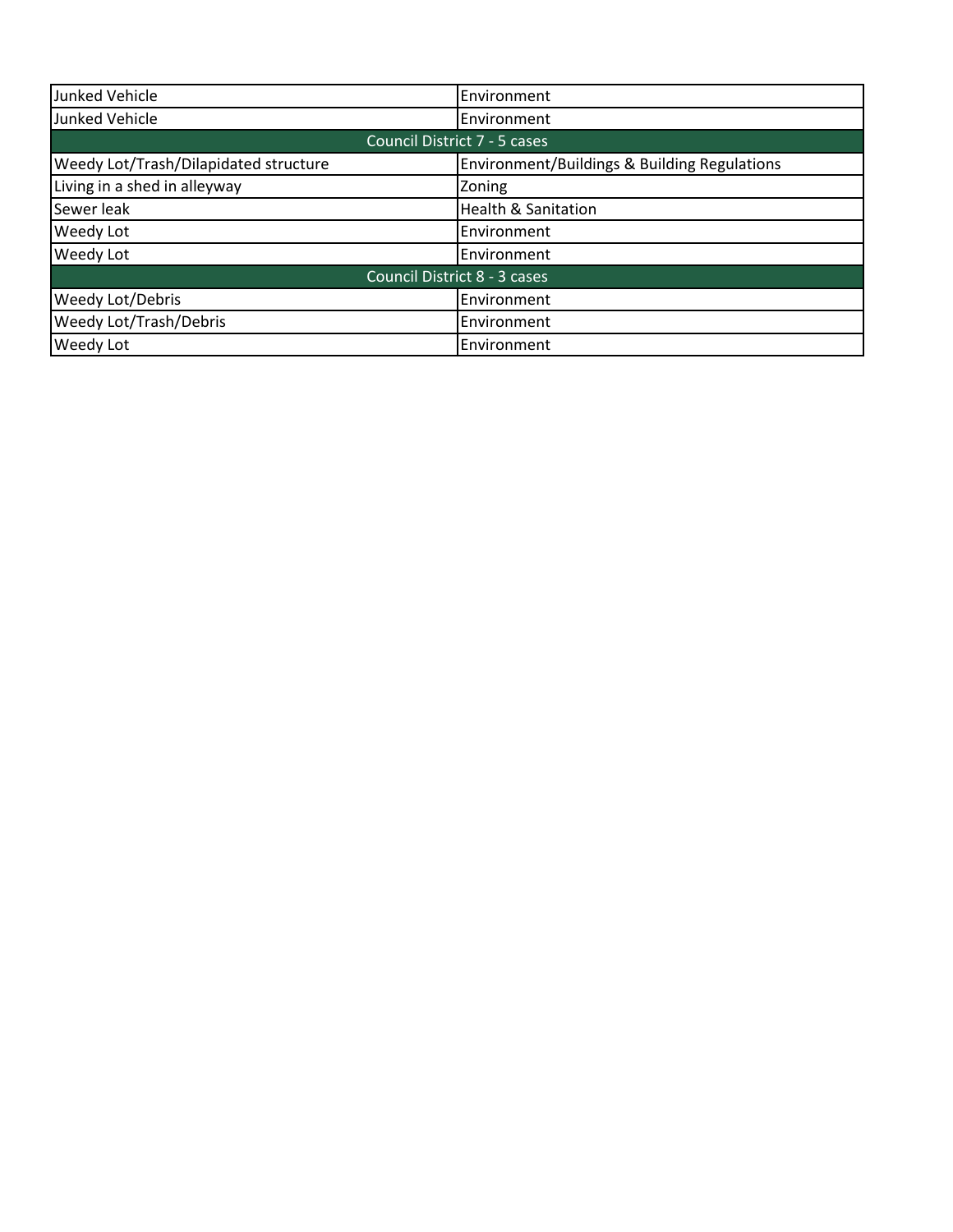| | |
|---|---|
| Junked Vehicle | Environment |
| Junked Vehicle | Environment |
| Council District 7 - 5 cases | |
| Weedy Lot/Trash/Dilapidated structure | Environment/Buildings & Building Regulations |
| Living in a shed in alleyway | Zoning |
| Sewer leak | Health & Sanitation |
| Weedy Lot | Environment |
| Weedy Lot | Environment |
| Council District 8 - 3 cases | |
| Weedy Lot/Debris | Environment |
| Weedy Lot/Trash/Debris | Environment |
| Weedy Lot | Environment |